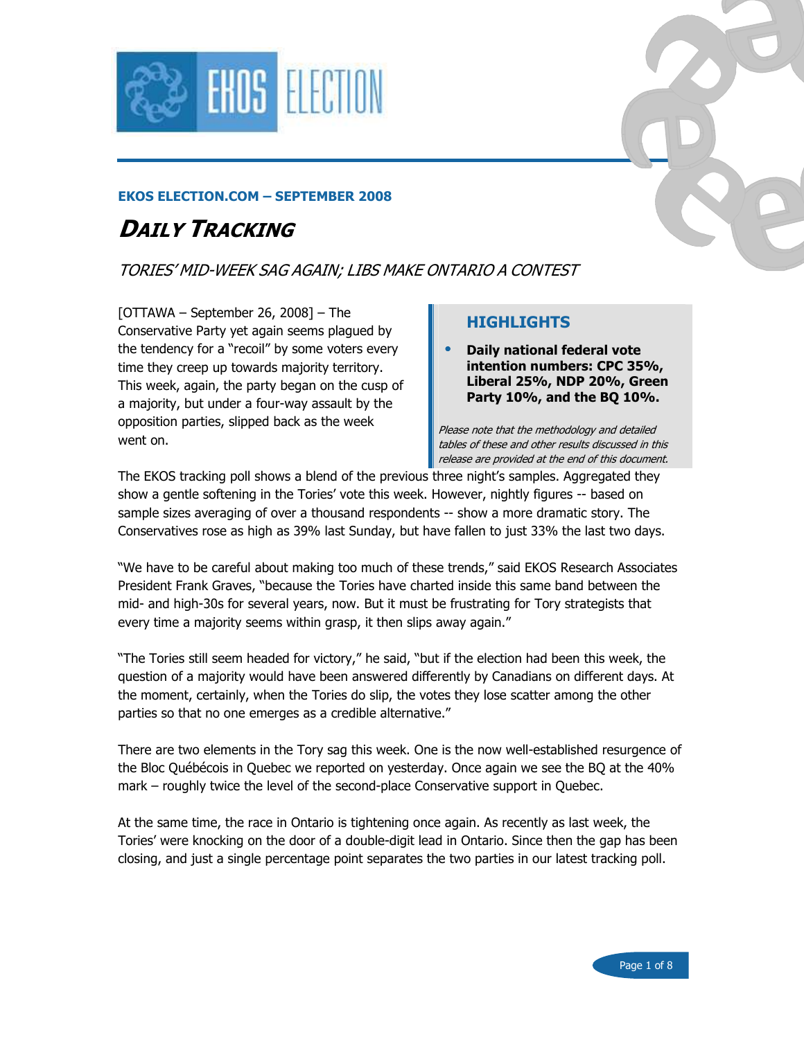EKOS ELECTION

**EKOS ELECTION.COM – SEPTEMBER 2008**

# *DAILY TRACKING*

## *TORIES' MID-WEEK SAG AGAIN; LIBS MAKE ONTARIO A CONTEST*

[OTTAWA – September 26, 2008] – The Conservative Party yet again seems plagued by the tendency for a "recoil" by some voters every time they creep up towards majority territory. This week, again, the party began on the cusp of a majority, but under a four-way assault by the opposition parties, slipped back as the week went on.

### HIGHLIGHTS

- **Daily national federal vote intention numbers: CPC 35%, Liberal 25%, NDP 20%, Green Party 10%, and the BQ 10%.**

*Please note that the methodology and detailed tables of these and other results discussed in this release are provided at the end of this document.*

The EKOS tracking poll shows a blend of the previous three night's samples. Aggregated they show a gentle softening in the Tories' vote this week. However, nightly figures -- based on sample sizes averaging of over a thousand respondents -- show a more dramatic story. The Conservatives rose as high as 39% last Sunday, but have fallen to just 33% the last two days.

"We have to be careful about making too much of these trends," said EKOS Research Associates President Frank Graves, "because the Tories have charted inside this same band between the mid- and high-30s for several years, now. But it must be frustrating for Tory strategists that every time a majority seems within grasp, it then slips away again."

"The Tories still seem headed for victory," he said, "but if the election had been this week, the question of a majority would have been answered differently by Canadians on different days. At the moment, certainly, when the Tories do slip, the votes they lose scatter among the other parties so that no one emerges as a credible alternative."

There are two elements in the Tory sag this week. One is the now well-established resurgence of the Bloc Québécois in Quebec we reported on yesterday. Once again we see the BQ at the 40% mark – roughly twice the level of the second-place Conservative support in Quebec.

At the same time, the race in Ontario is tightening once again. As recently as last week, the Tories' were knocking on the door of a double-digit lead in Ontario. Since then the gap has been closing, and just a single percentage point separates the two parties in our latest tracking poll.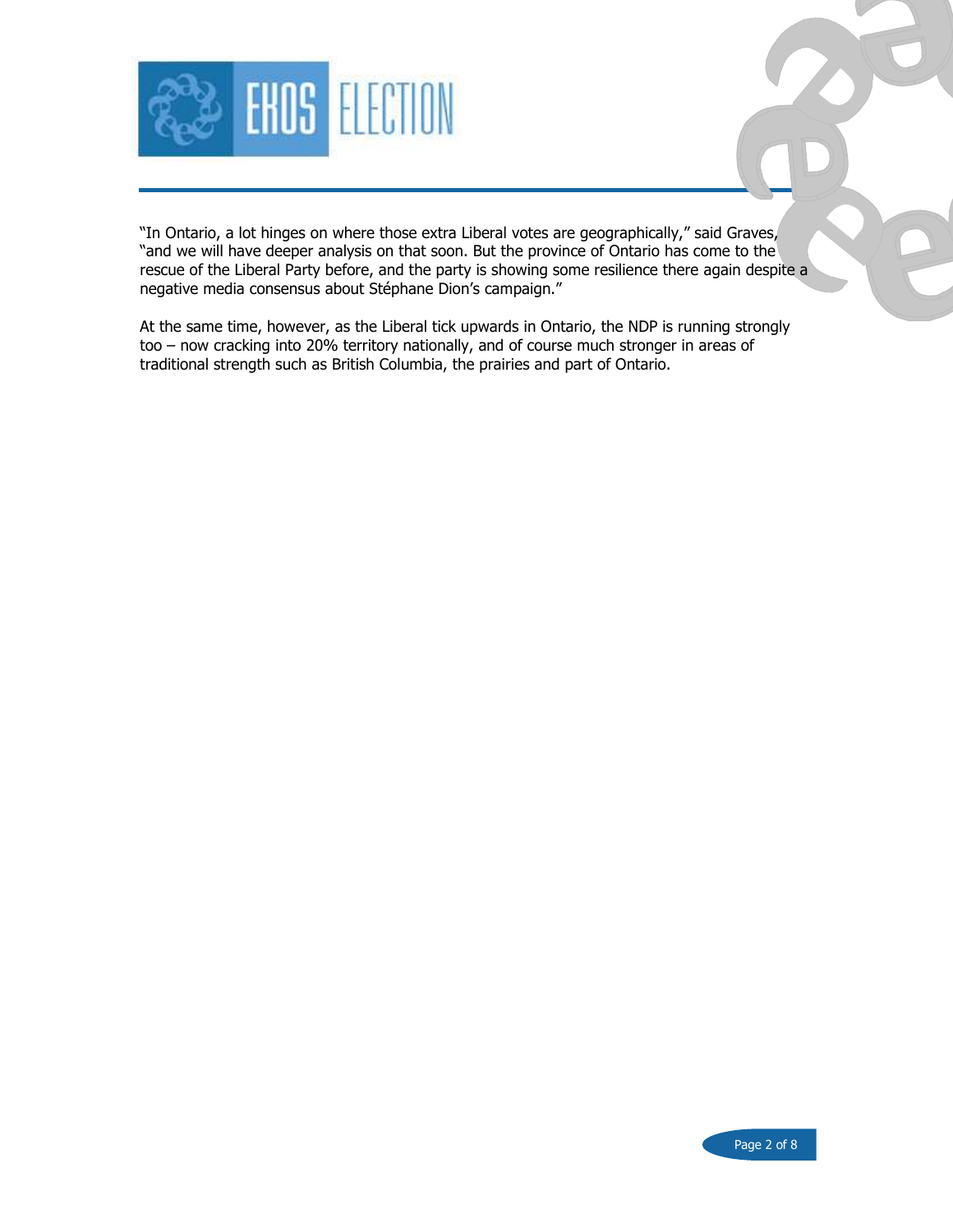"In Ontario, a lot hinges on where those extra Liberal votes are geographically," said Graves, "and we will have deeper analysis on that soon. But the province of Ontario has come to the rescue of the Liberal Party before, and the party is showing some resilience there again despite a negative media consensus about Stéphane Dion's campaign."

At the same time, however, as the Liberal tick upwards in Ontario, the NDP is running strongly too – now cracking into 20% territory nationally, and of course much stronger in areas of traditional strength such as British Columbia, the prairies and part of Ontario.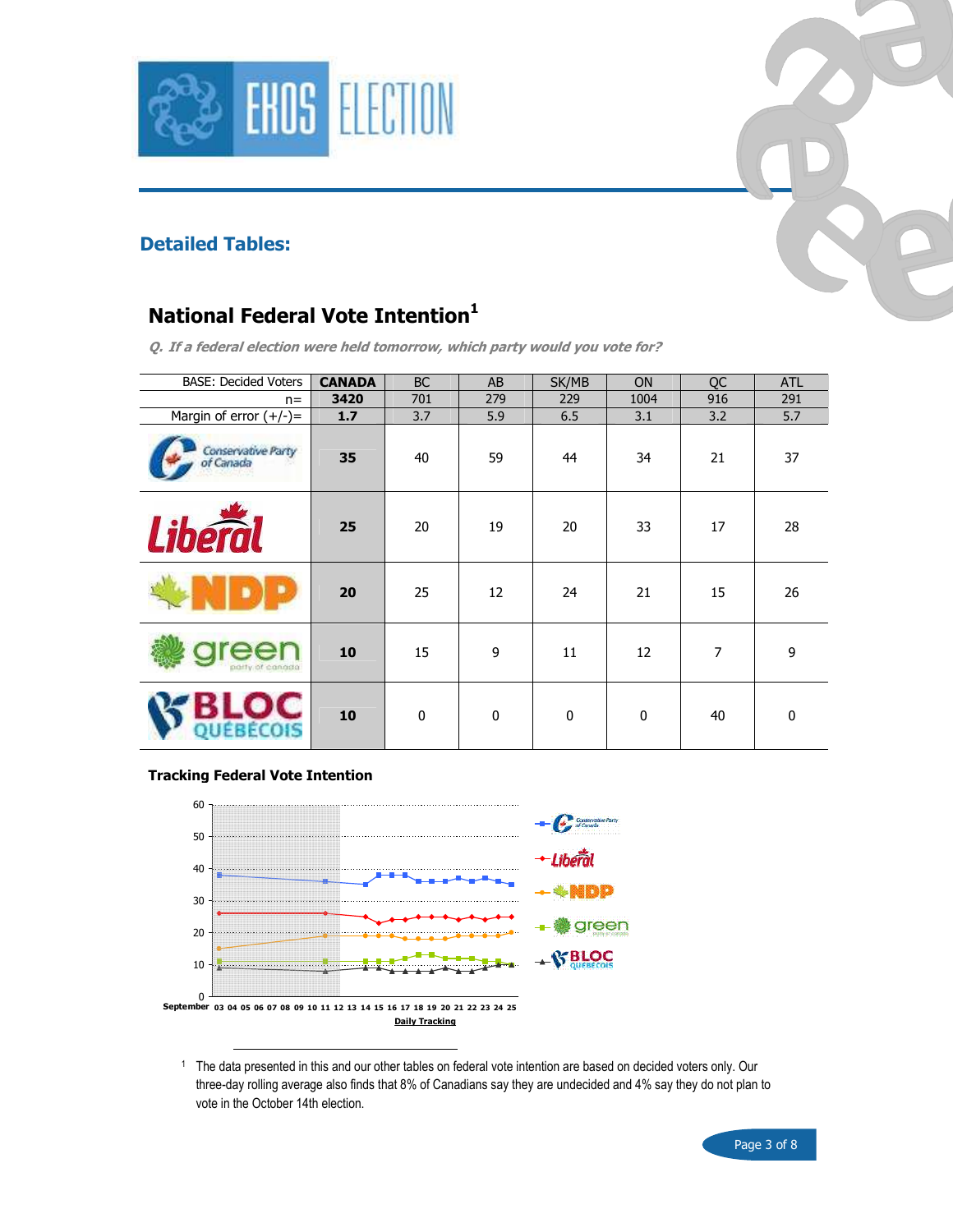## Detailed Tables:

## National Federal Vote Intention[1]

*Q. If a federal election were held tomorrow, which party would you vote for?*

| BASE: Decided Voters | CANADA | BC | AB | SK/MB | ON | QC | ATL |
|---|---|---|---|---|---|---|---|
| n= | **3420** | 701 | 279 | 229 | 1004 | 916 | 291 |
| Margin of error (+/-)= | **1.7** | 3.7 | 5.9 | 6.5 | 3.1 | 3.2 | 5.7 |
| Conservative Party of Canada | **35** | 40 | 59 | 44 | 34 | 21 | 37 |
| Liberal | **25** | 20 | 19 | 20 | 33 | 17 | 28 |
| NDP | **20** | 25 | 12 | 24 | 21 | 15 | 26 |
| green party of canada | **10** | 15 | 9 | 11 | 12 | 7 | 9 |
| BLOC QUÉBÉCOIS | **10** | 0 | 0 | 0 | 0 | 40 | 0 |

**Tracking Federal Vote Intention**

---

[1] The data presented in this and our other tables on federal vote intention are based on decided voters only. Our three-day rolling average also finds that 8% of Canadians say they are undecided and 4% say they do not plan to vote in the October 14th election.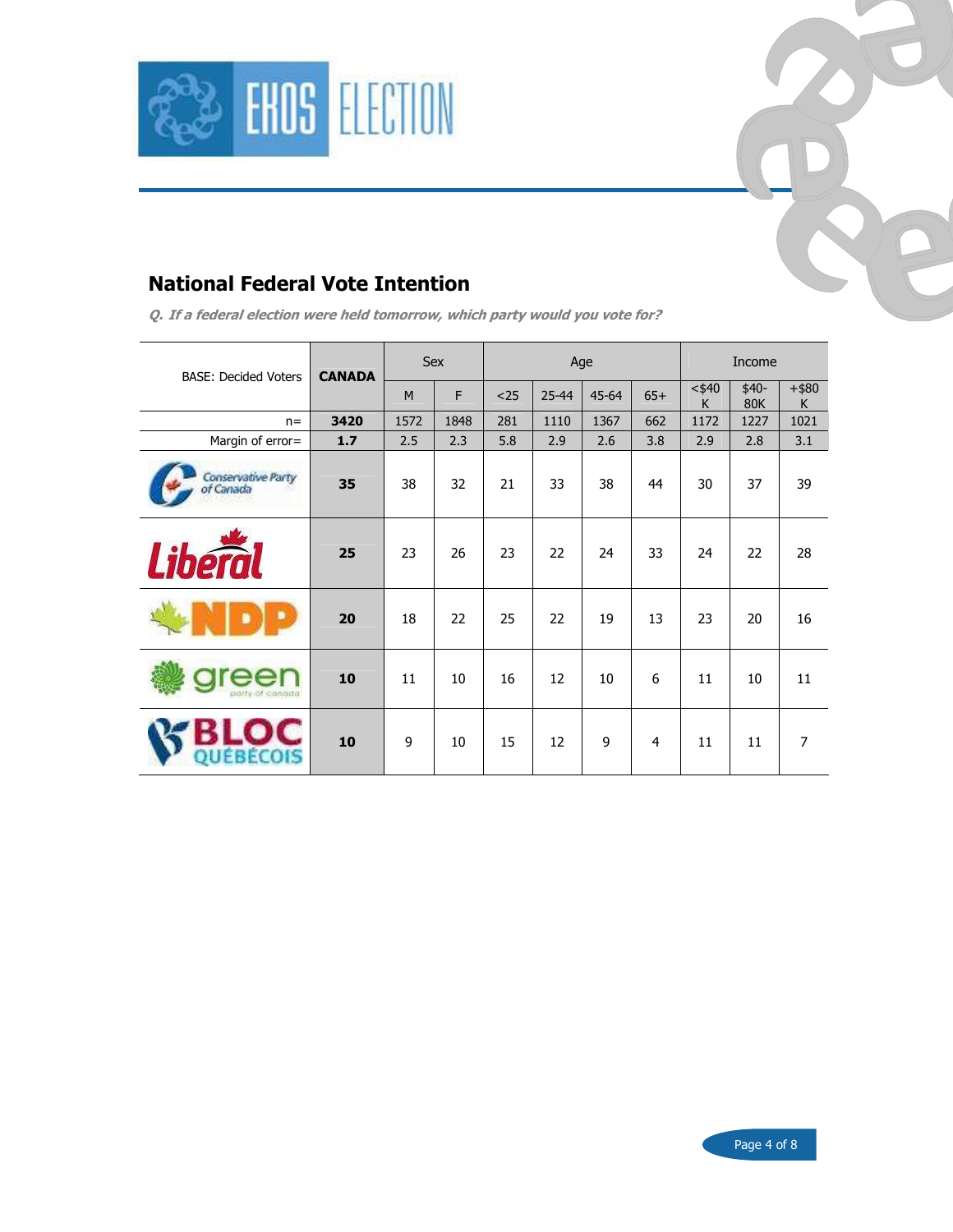## National Federal Vote Intention

***Q. If a federal election were held tomorrow, which party would you vote for?***

| BASE: Decided Voters | CANADA | Sex | | Age | | | | Income | | |
|---|---|---|---|---|---|---|---|---|---|---|
| | | M | F | <25 | 25-44 | 45-64 | 65+ | <$40 K | $40-80K | +$80 K |
| n= | **3420** | 1572 | 1848 | 281 | 1110 | 1367 | 662 | 1172 | 1227 | 1021 |
| Margin of error= | **1.7** | 2.5 | 2.3 | 5.8 | 2.9 | 2.6 | 3.8 | 2.9 | 2.8 | 3.1 |
| Conservative Party of Canada | **35** | 38 | 32 | 21 | 33 | 38 | 44 | 30 | 37 | 39 |
| Liberal | **25** | 23 | 26 | 23 | 22 | 24 | 33 | 24 | 22 | 28 |
| NDP | **20** | 18 | 22 | 25 | 22 | 19 | 13 | 23 | 20 | 16 |
| green party of canada | **10** | 11 | 10 | 16 | 12 | 10 | 6 | 11 | 10 | 11 |
| BLOC QUÉBÉCOIS | **10** | 9 | 10 | 15 | 12 | 9 | 4 | 11 | 11 | 7 |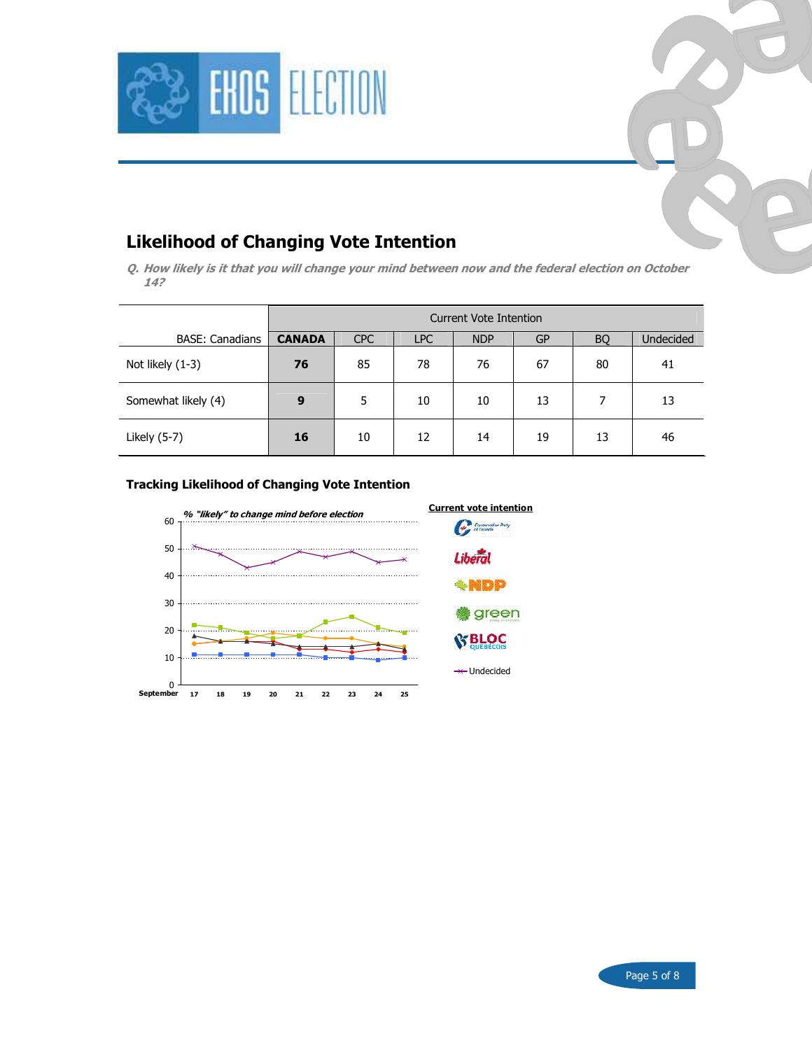## Likelihood of Changing Vote Intention

***Q. How likely is it that you will change your mind between now and the federal election on October 14?***

| | Current Vote Intention | | | | | | |
|---|---|---|---|---|---|---|---|
| BASE: Canadians | **CANADA** | CPC | LPC | NDP | GP | BQ | Undecided |
| Not likely (1-3) | **76** | 85 | 78 | 76 | 67 | 80 | 41 |
| Somewhat likely (4) | **9** | 5 | 10 | 10 | 13 | 7 | 13 |
| Likely (5-7) | **16** | 10 | 12 | 14 | 19 | 13 | 46 |

### Tracking Likelihood of Changing Vote Intention

***% "likely" to change mind before election***

**Current vote intention**

Undecided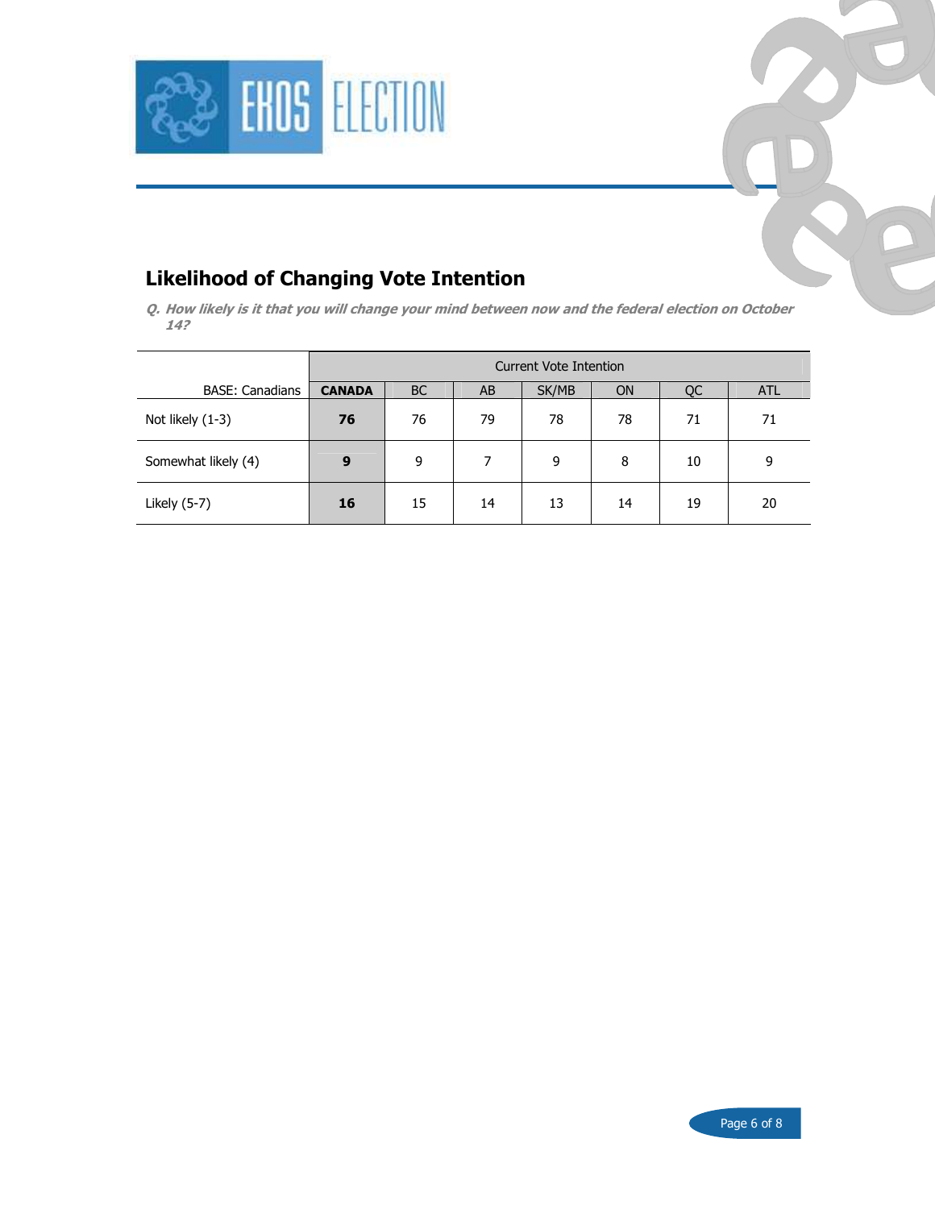## Likelihood of Changing Vote Intention

***Q. How likely is it that you will change your mind between now and the federal election on October 14?***

| | Current Vote Intention | | | | | | |
|---|---|---|---|---|---|---|---|
| BASE: Canadians | **CANADA** | BC | AB | SK/MB | ON | QC | ATL |
| Not likely (1-3) | **76** | 76 | 79 | 78 | 78 | 71 | 71 |
| Somewhat likely (4) | **9** | 9 | 7 | 9 | 8 | 10 | 9 |
| Likely (5-7) | **16** | 15 | 14 | 13 | 14 | 19 | 20 |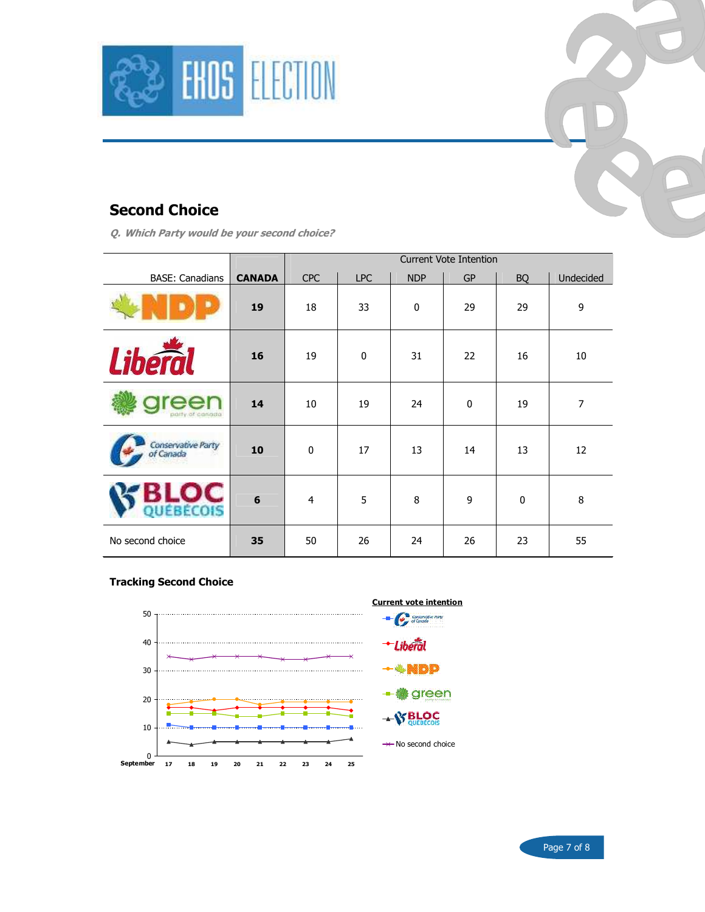## Second Choice

***Q. Which Party would be your second choice?***

| BASE: Canadians | CANADA | Current Vote Intention | | | | | |
|---|---|---|---|---|---|---|---|
| | | CPC | LPC | NDP | GP | BQ | Undecided |
| NDP | 19 | 18 | 33 | 0 | 29 | 29 | 9 |
| Liberal | 16 | 19 | 0 | 31 | 22 | 16 | 10 |
| green party of canada | 14 | 10 | 19 | 24 | 0 | 19 | 7 |
| Conservative Party of Canada | 10 | 0 | 17 | 13 | 14 | 13 | 12 |
| BLOC QUÉBÉCOIS | 6 | 4 | 5 | 8 | 9 | 0 | 8 |
| No second choice | 35 | 50 | 26 | 24 | 26 | 23 | 55 |

### Tracking Second Choice

**Current vote intention**

| September | 17 | 18 | 19 | 20 | 21 | 22 | 23 | 24 | 25 |
|---|---|---|---|---|---|---|---|---|---|
| Conservative Party of Canada | 11 | 10 | 10 | 10 | 10 | 10 | 10 | 10 | 10 |
| Liberal | 17 | 17 | 16 | 17 | 17 | 17 | 17 | 17 | 16 |
| NDP | 18 | 19 | 20 | 20 | 18 | 19 | 19 | 19 | 19 |
| green | 15 | 15 | 15 | 14 | 14 | 15 | 15 | 15 | 14 |
| BLOC QUÉBÉCOIS | 5 | 4 | 5 | 5 | 5 | 5 | 5 | 5 | 6 |
| No second choice | 35 | 34 | 35 | 35 | 35 | 34 | 34 | 35 | 35 |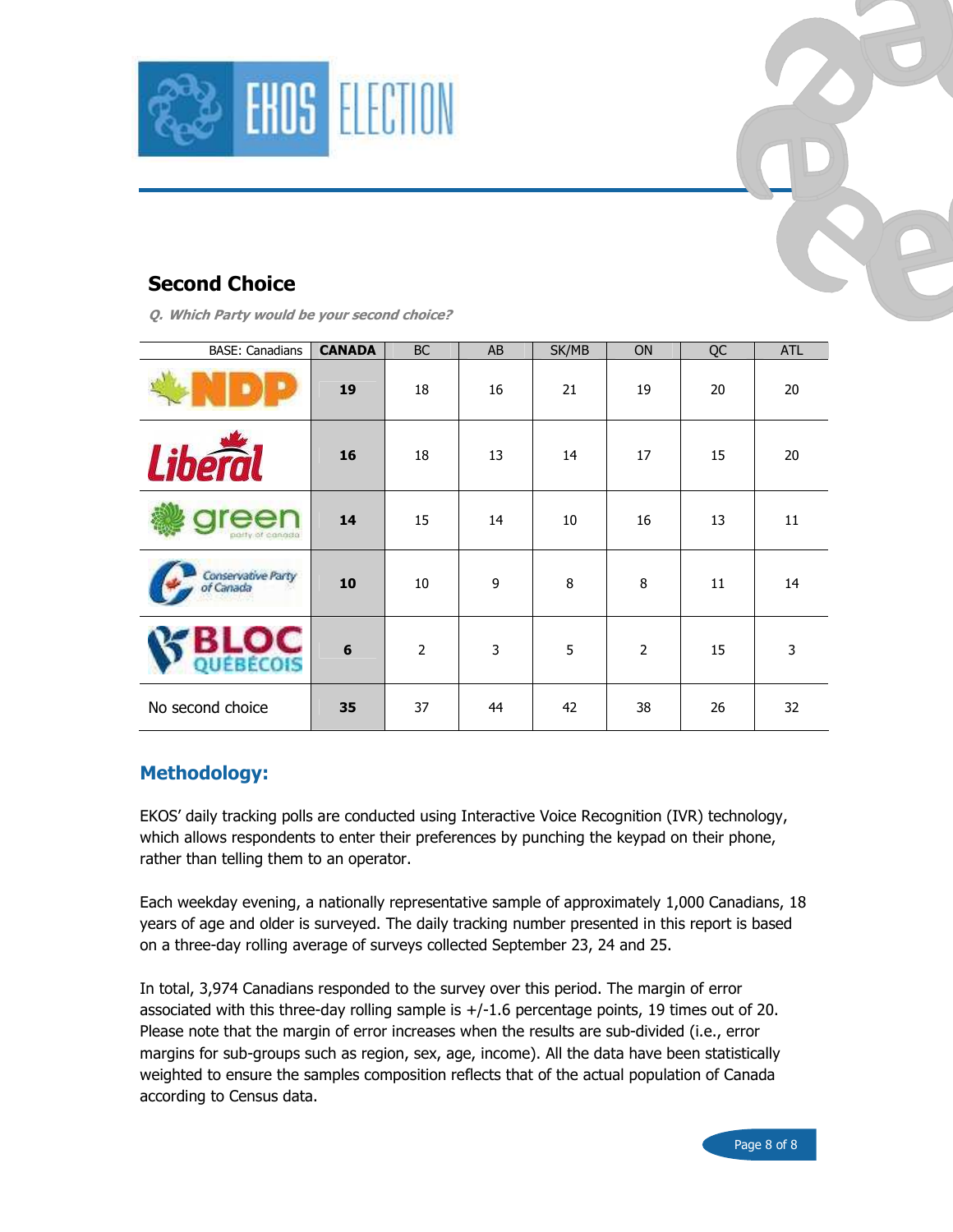## Second Choice

***Q. Which Party would be your second choice?***

| BASE: Canadians | CANADA | BC | AB | SK/MB | ON | QC | ATL |
|---|---|---|---|---|---|---|---|
| NDP | **19** | 18 | 16 | 21 | 19 | 20 | 20 |
| Liberal | **16** | 18 | 13 | 14 | 17 | 15 | 20 |
| green party of canada | **14** | 15 | 14 | 10 | 16 | 13 | 11 |
| Conservative Party of Canada | **10** | 10 | 9 | 8 | 8 | 11 | 14 |
| BLOC QUÉBÉCOIS | **6** | 2 | 3 | 5 | 2 | 15 | 3 |
| No second choice | **35** | 37 | 44 | 42 | 38 | 26 | 32 |

## Methodology:

EKOS' daily tracking polls are conducted using Interactive Voice Recognition (IVR) technology, which allows respondents to enter their preferences by punching the keypad on their phone, rather than telling them to an operator.

Each weekday evening, a nationally representative sample of approximately 1,000 Canadians, 18 years of age and older is surveyed. The daily tracking number presented in this report is based on a three-day rolling average of surveys collected September 23, 24 and 25.

In total, 3,974 Canadians responded to the survey over this period. The margin of error associated with this three-day rolling sample is +/-1.6 percentage points, 19 times out of 20. Please note that the margin of error increases when the results are sub-divided (i.e., error margins for sub-groups such as region, sex, age, income). All the data have been statistically weighted to ensure the samples composition reflects that of the actual population of Canada according to Census data.